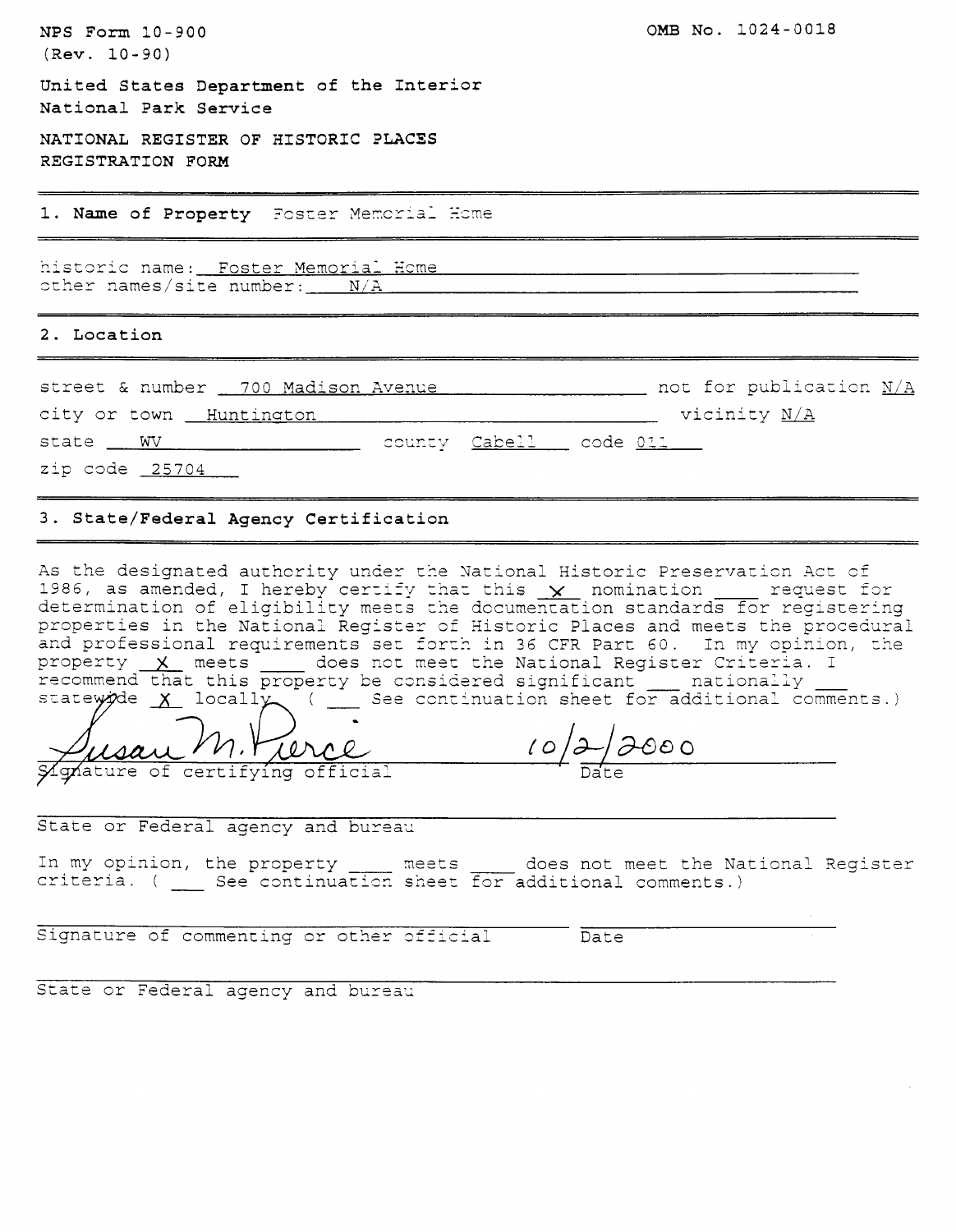NPS Form 10-900
(Rev. 10-90)

OMB No. 1024-0018

United States Department of the Interior
National Park Service

NATIONAL REGISTER OF HISTORIC PLACES
REGISTRATION FORM

## 1. Name of Property Foster Memorial Home

historic name: Foster Memorial Home
other names/site number: N/A

## 2. Location

street & number 700 Madison Avenue not for publication N/A
city or town Huntington vicinity N/A
state WV county Cabell code 011
zip code 25704

## 3. State/Federal Agency Certification

As the designated authority under the National Historic Preservation Act of 1986, as amended, I hereby certify that this X nomination ___ request for determination of eligibility meets the documentation standards for registering properties in the National Register of Historic Places and meets the procedural and professional requirements set forth in 36 CFR Part 60. In my opinion, the property X meets ___ does not meet the National Register Criteria. I recommend that this property be considered significant ___ nationally ___ statewide X locally. ( ___ See continuation sheet for additional comments.)

Susan M. Pierce 10/2/2000
Signature of certifying official Date

State or Federal agency and bureau

In my opinion, the property ___ meets ___ does not meet the National Register criteria. ( ___ See continuation sheet for additional comments.)

Signature of commenting or other official Date

State or Federal agency and bureau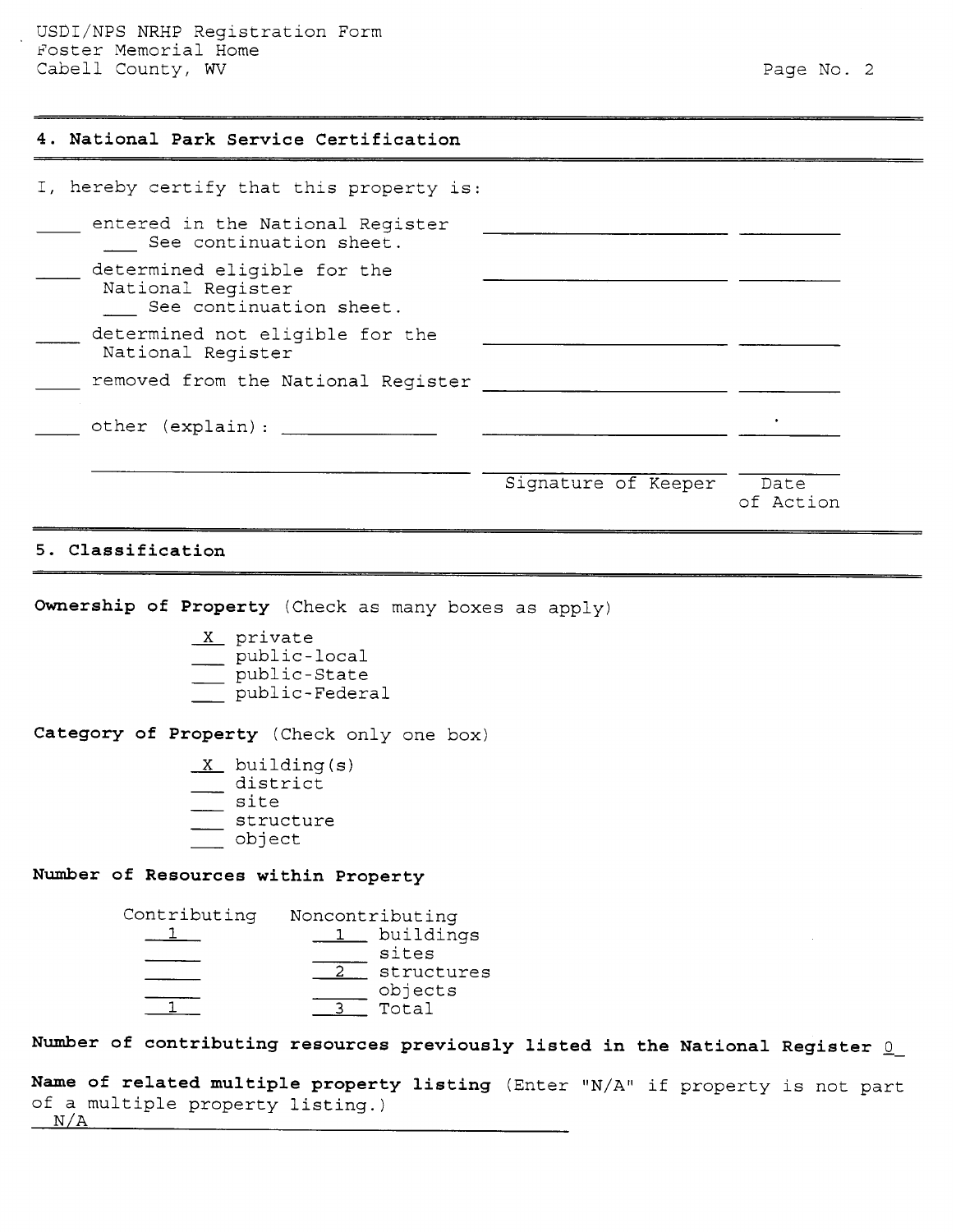## 4. National Park Service Certification

I, hereby certify that this property is:

____ entered in the National Register
  ___ See continuation sheet.

____ determined eligible for the National Register
  ___ See continuation sheet.

____ determined not eligible for the National Register

____ removed from the National Register

____ other (explain): ____________

Signature of Keeper ________ Date of Action ________

## 5. Classification

**Ownership of Property** (Check as many boxes as apply)

_X_ private
___ public-local
___ public-State
___ public-Federal

**Category of Property** (Check only one box)

_X_ building(s)
___ district
___ site
___ structure
___ object

**Number of Resources within Property**

| Contributing | Noncontributing | |
|---|---|---|
| 1 | 1 | buildings |
| | | sites |
| | 2 | structures |
| | | objects |
| 1 | 3 | Total |

**Number of contributing resources previously listed in the National Register** _0_

**Name of related multiple property listing** (Enter "N/A" if property is not part of a multiple property listing.)
N/A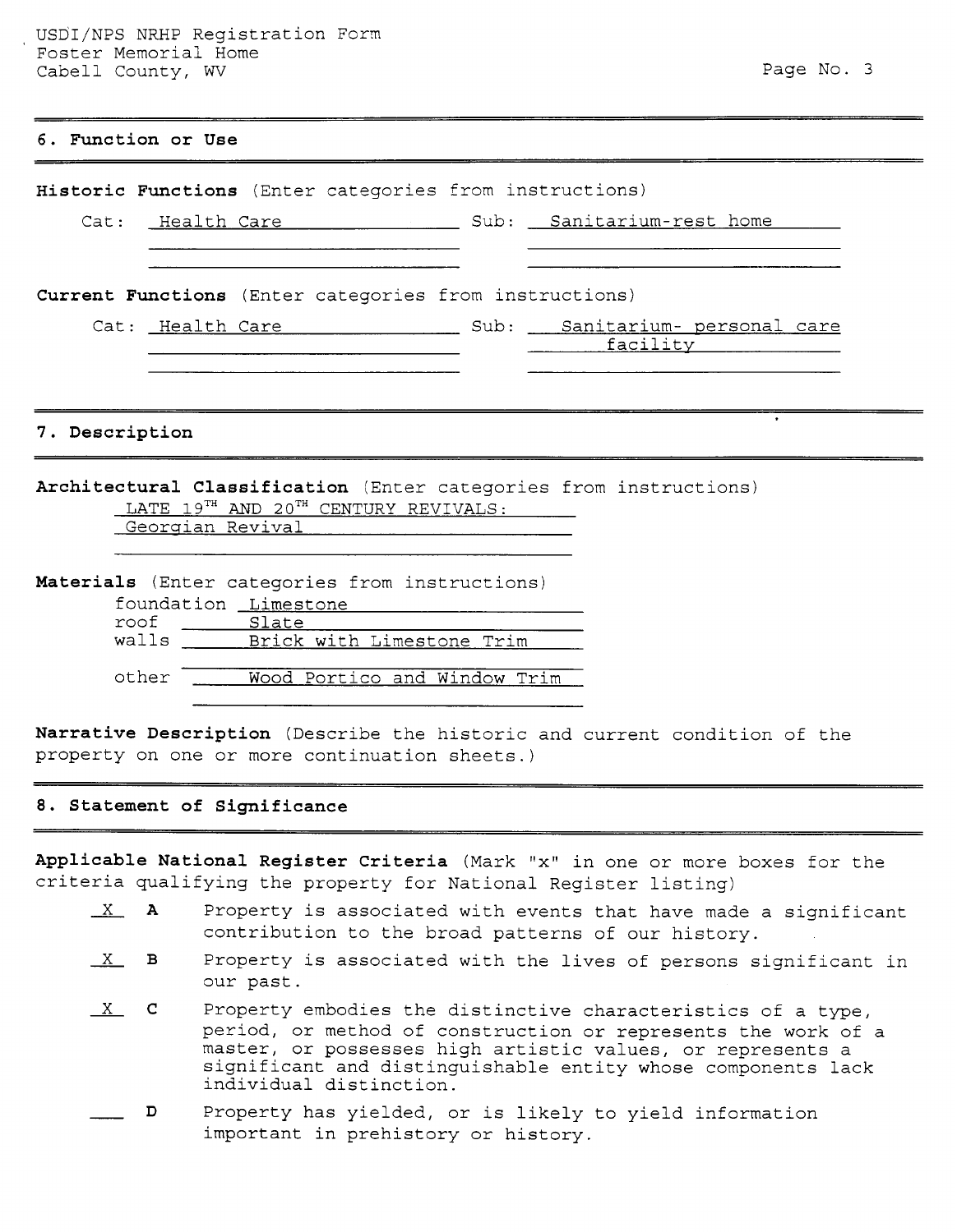## 6. Function or Use

**Historic Functions** (Enter categories from instructions)

Cat: Health Care Sub: Sanitarium-rest home

**Current Functions** (Enter categories from instructions)

Cat: Health Care Sub: Sanitarium- personal care facility

## 7. Description

**Architectural Classification** (Enter categories from instructions)

LATE 19TH AND 20TH CENTURY REVIVALS:
Georgian Revival

**Materials** (Enter categories from instructions)

foundation Limestone
roof Slate
walls Brick with Limestone Trim

other Wood Portico and Window Trim

**Narrative Description** (Describe the historic and current condition of the property on one or more continuation sheets.)

## 8. Statement of Significance

**Applicable National Register Criteria** (Mark "x" in one or more boxes for the criteria qualifying the property for National Register listing)

X **A** Property is associated with events that have made a significant contribution to the broad patterns of our history.

X **B** Property is associated with the lives of persons significant in our past.

X **C** Property embodies the distinctive characteristics of a type, period, or method of construction or represents the work of a master, or possesses high artistic values, or represents a significant and distinguishable entity whose components lack individual distinction.

___ **D** Property has yielded, or is likely to yield information important in prehistory or history.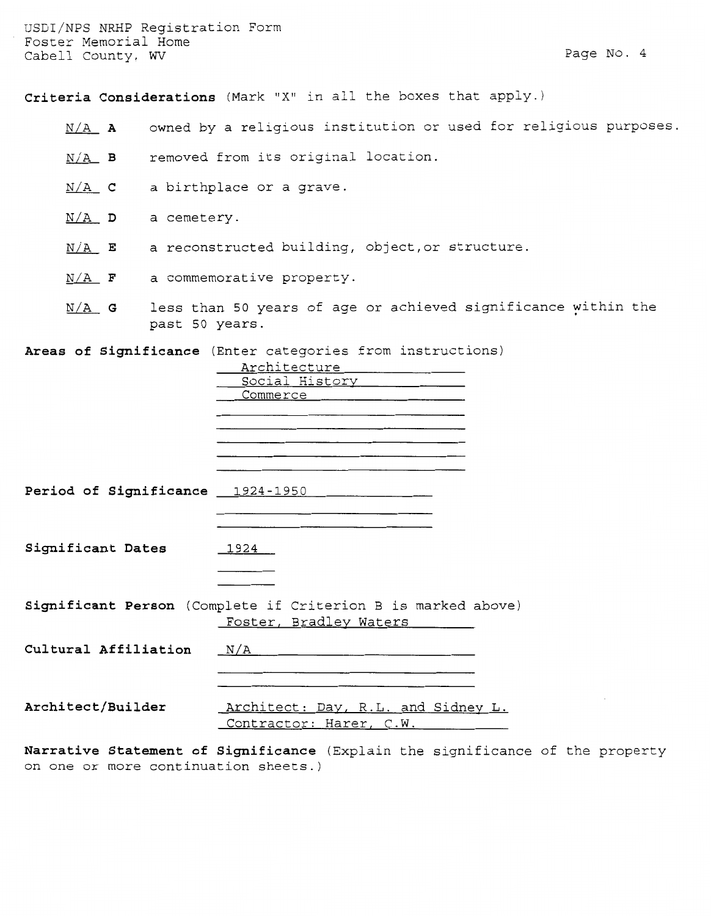**Criteria Considerations** (Mark "X" in all the boxes that apply.)

- N/A **A** owned by a religious institution or used for religious purposes.
- N/A **B** removed from its original location.
- N/A **C** a birthplace or a grave.
- N/A **D** a cemetery.
- N/A **E** a reconstructed building, object, or structure.
- N/A **F** a commemorative property.
- N/A **G** less than 50 years of age or achieved significance within the past 50 years.

**Areas of Significance** (Enter categories from instructions)

Architecture
Social History
Commerce

**Period of Significance** 1924-1950

**Significant Dates** 1924

**Significant Person** (Complete if Criterion B is marked above)
Foster, Bradley Waters

**Cultural Affiliation** N/A

**Architect/Builder** Architect: Day, R.L. and Sidney L.
Contractor: Harer, C.W.

**Narrative Statement of Significance** (Explain the significance of the property on one or more continuation sheets.)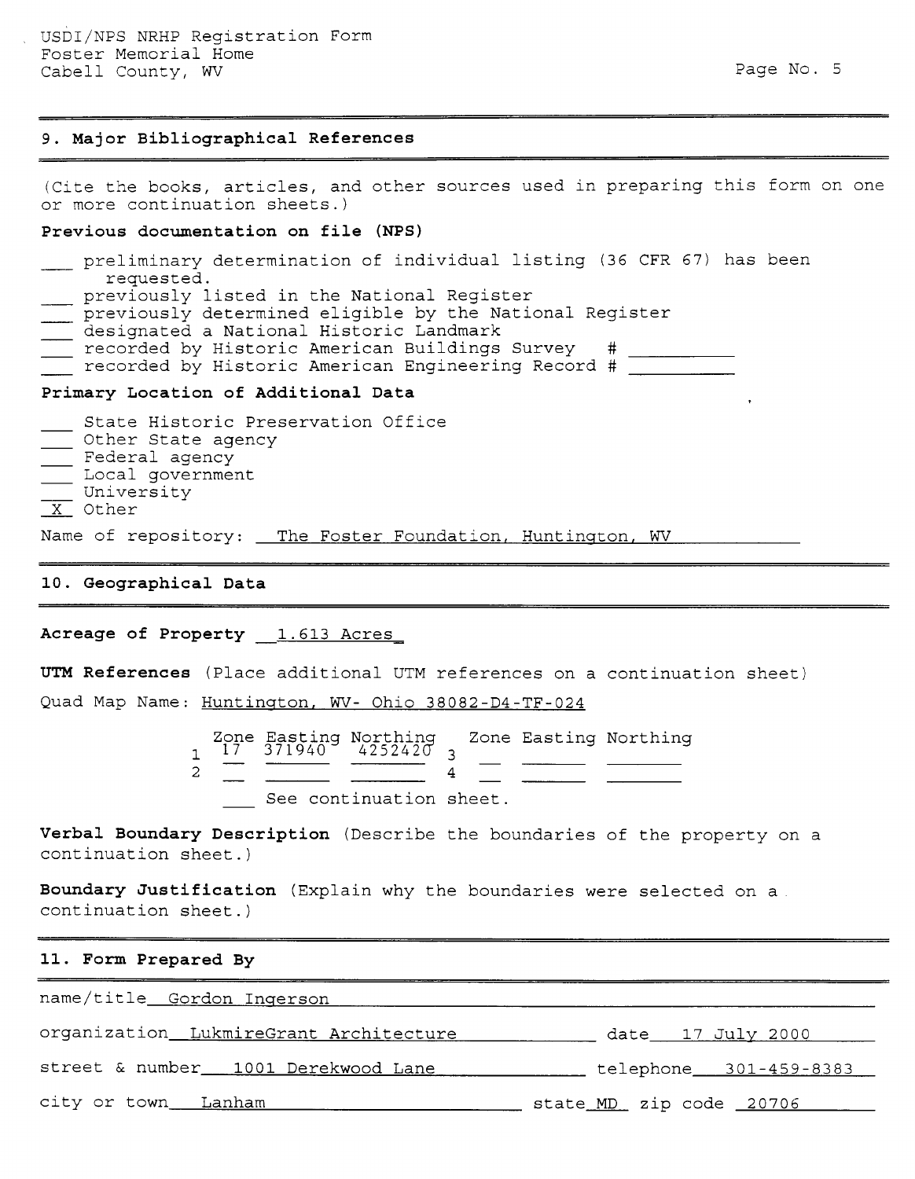## 9. Major Bibliographical References

(Cite the books, articles, and other sources used in preparing this form on one or more continuation sheets.)

**Previous documentation on file (NPS)**

- ___ preliminary determination of individual listing (36 CFR 67) has been requested.
- ___ previously listed in the National Register
- ___ previously determined eligible by the National Register
- ___ designated a National Historic Landmark
- ___ recorded by Historic American Buildings Survey # ________
- ___ recorded by Historic American Engineering Record # ________

**Primary Location of Additional Data**

- ___ State Historic Preservation Office
- ___ Other State agency
- ___ Federal agency
- ___ Local government
- ___ University
- X Other

Name of repository: The Foster Foundation, Huntington, WV

## 10. Geographical Data

**Acreage of Property** 1.613 Acres

**UTM References** (Place additional UTM references on a continuation sheet)

Quad Map Name: Huntington, WV- Ohio 38082-D4-TF-024

|   | Zone | Easting | Northing |   | Zone | Easting | Northing |
|---|---|---|---|---|---|---|---|
| 1 | 17 | 371940 | 4252420 | 3 | | | |
| 2 | | | | 4 | | | |

___ See continuation sheet.

**Verbal Boundary Description** (Describe the boundaries of the property on a continuation sheet.)

**Boundary Justification** (Explain why the boundaries were selected on a continuation sheet.)

## 11. Form Prepared By

name/title Gordon Ingerson

organization LukmireGrant Architecture date 17 July 2000

street & number 1001 Derekwood Lane telephone 301-459-8383

city or town Lanham state MD zip code 20706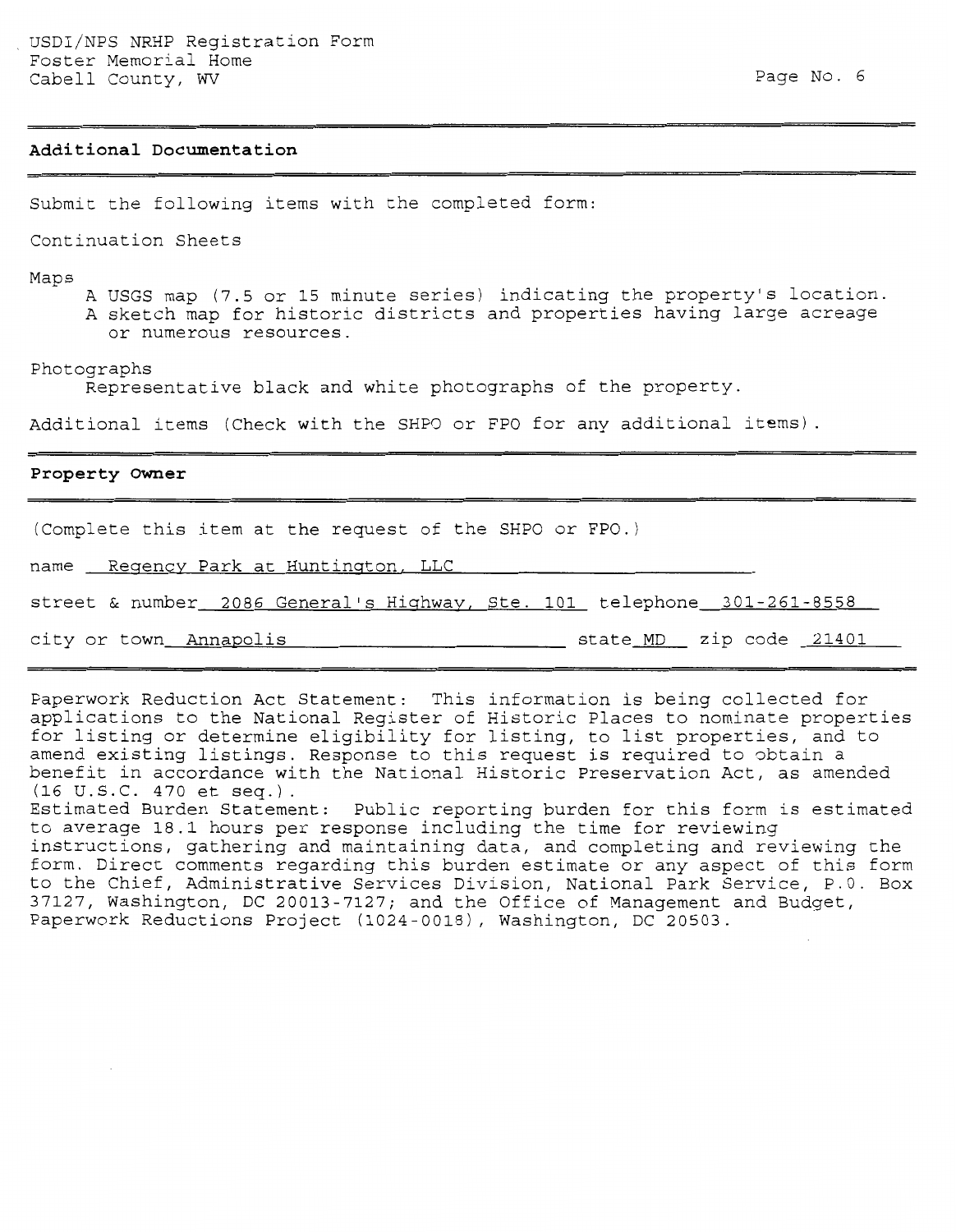## Additional Documentation

Submit the following items with the completed form:

Continuation Sheets

Maps

- A USGS map (7.5 or 15 minute series) indicating the property's location.
- A sketch map for historic districts and properties having large acreage or numerous resources.

Photographs

- Representative black and white photographs of the property.

Additional items (Check with the SHPO or FPO for any additional items).

## Property Owner

(Complete this item at the request of the SHPO or FPO.)

name Regency Park at Huntington, LLC

street & number 2086 General's Highway, Ste. 101 telephone 301-261-8558

city or town Annapolis state MD zip code 21401

Paperwork Reduction Act Statement: This information is being collected for applications to the National Register of Historic Places to nominate properties for listing or determine eligibility for listing, to list properties, and to amend existing listings. Response to this request is required to obtain a benefit in accordance with the National Historic Preservation Act, as amended (16 U.S.C. 470 et seq.).

Estimated Burden Statement: Public reporting burden for this form is estimated to average 18.1 hours per response including the time for reviewing instructions, gathering and maintaining data, and completing and reviewing the form. Direct comments regarding this burden estimate or any aspect of this form to the Chief, Administrative Services Division, National Park Service, P.O. Box 37127, Washington, DC 20013-7127; and the Office of Management and Budget, Paperwork Reductions Project (1024-0018), Washington, DC 20503.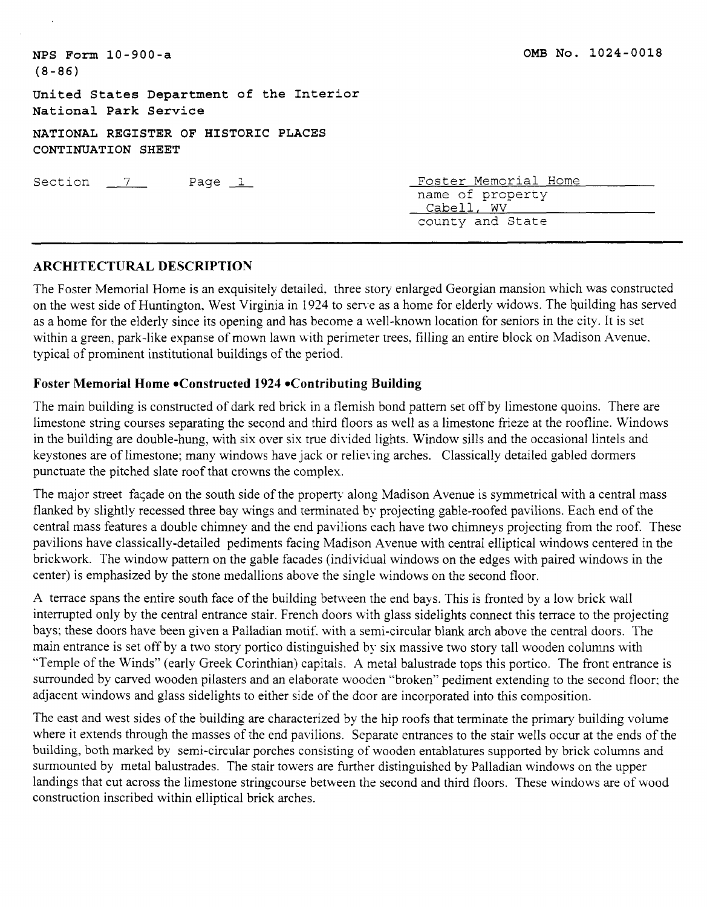NPS Form 10-900-a
(8-86)

OMB No. 1024-0018

United States Department of the Interior
National Park Service

NATIONAL REGISTER OF HISTORIC PLACES
CONTINUATION SHEET

Section 7 Page 1

Foster Memorial Home
name of property
Cabell, WV
county and State

## ARCHITECTURAL DESCRIPTION

The Foster Memorial Home is an exquisitely detailed, three story enlarged Georgian mansion which was constructed on the west side of Huntington, West Virginia in 1924 to serve as a home for elderly widows. The building has served as a home for the elderly since its opening and has become a well-known location for seniors in the city. It is set within a green, park-like expanse of mown lawn with perimeter trees, filling an entire block on Madison Avenue, typical of prominent institutional buildings of the period.

### Foster Memorial Home •Constructed 1924 •Contributing Building

The main building is constructed of dark red brick in a flemish bond pattern set off by limestone quoins. There are limestone string courses separating the second and third floors as well as a limestone frieze at the roofline. Windows in the building are double-hung, with six over six true divided lights. Window sills and the occasional lintels and keystones are of limestone; many windows have jack or relieving arches. Classically detailed gabled dormers punctuate the pitched slate roof that crowns the complex.

The major street façade on the south side of the property along Madison Avenue is symmetrical with a central mass flanked by slightly recessed three bay wings and terminated by projecting gable-roofed pavilions. Each end of the central mass features a double chimney and the end pavilions each have two chimneys projecting from the roof. These pavilions have classically-detailed pediments facing Madison Avenue with central elliptical windows centered in the brickwork. The window pattern on the gable facades (individual windows on the edges with paired windows in the center) is emphasized by the stone medallions above the single windows on the second floor.

A terrace spans the entire south face of the building between the end bays. This is fronted by a low brick wall interrupted only by the central entrance stair. French doors with glass sidelights connect this terrace to the projecting bays; these doors have been given a Palladian motif, with a semi-circular blank arch above the central doors. The main entrance is set off by a two story portico distinguished by six massive two story tall wooden columns with "Temple of the Winds" (early Greek Corinthian) capitals. A metal balustrade tops this portico. The front entrance is surrounded by carved wooden pilasters and an elaborate wooden "broken" pediment extending to the second floor; the adjacent windows and glass sidelights to either side of the door are incorporated into this composition.

The east and west sides of the building are characterized by the hip roofs that terminate the primary building volume where it extends through the masses of the end pavilions. Separate entrances to the stair wells occur at the ends of the building, both marked by semi-circular porches consisting of wooden entablatures supported by brick columns and surmounted by metal balustrades. The stair towers are further distinguished by Palladian windows on the upper landings that cut across the limestone stringcourse between the second and third floors. These windows are of wood construction inscribed within elliptical brick arches.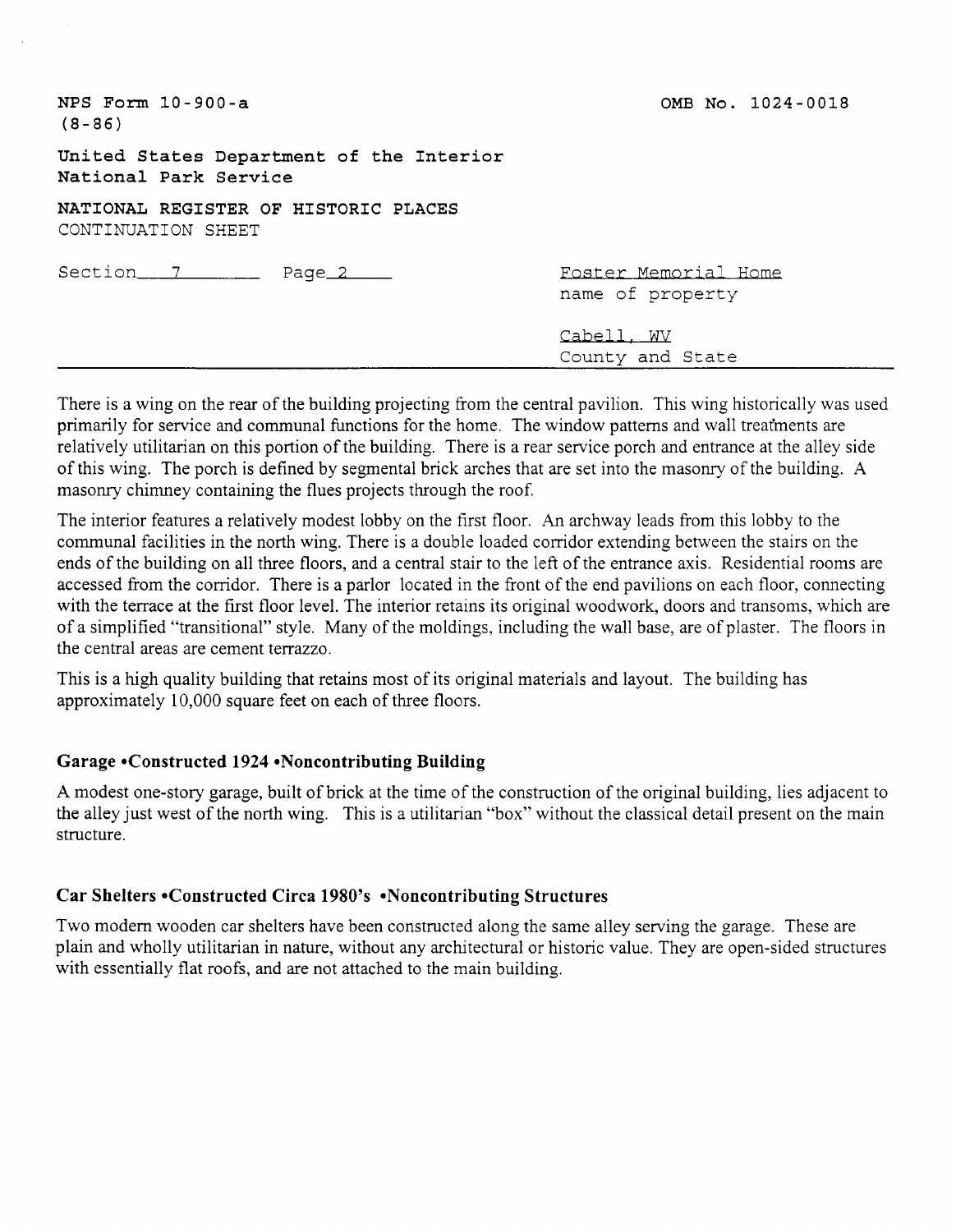There is a wing on the rear of the building projecting from the central pavilion. This wing historically was used primarily for service and communal functions for the home. The window patterns and wall treatments are relatively utilitarian on this portion of the building. There is a rear service porch and entrance at the alley side of this wing. The porch is defined by segmental brick arches that are set into the masonry of the building. A masonry chimney containing the flues projects through the roof.

The interior features a relatively modest lobby on the first floor. An archway leads from this lobby to the communal facilities in the north wing. There is a double loaded corridor extending between the stairs on the ends of the building on all three floors, and a central stair to the left of the entrance axis. Residential rooms are accessed from the corridor. There is a parlor located in the front of the end pavilions on each floor, connecting with the terrace at the first floor level. The interior retains its original woodwork, doors and transoms, which are of a simplified "transitional" style. Many of the moldings, including the wall base, are of plaster. The floors in the central areas are cement terrazzo.

This is a high quality building that retains most of its original materials and layout. The building has approximately 10,000 square feet on each of three floors.

### Garage •Constructed 1924 •Noncontributing Building

A modest one-story garage, built of brick at the time of the construction of the original building, lies adjacent to the alley just west of the north wing. This is a utilitarian "box" without the classical detail present on the main structure.

### Car Shelters •Constructed Circa 1980's •Noncontributing Structures

Two modern wooden car shelters have been constructed along the same alley serving the garage. These are plain and wholly utilitarian in nature, without any architectural or historic value. They are open-sided structures with essentially flat roofs, and are not attached to the main building.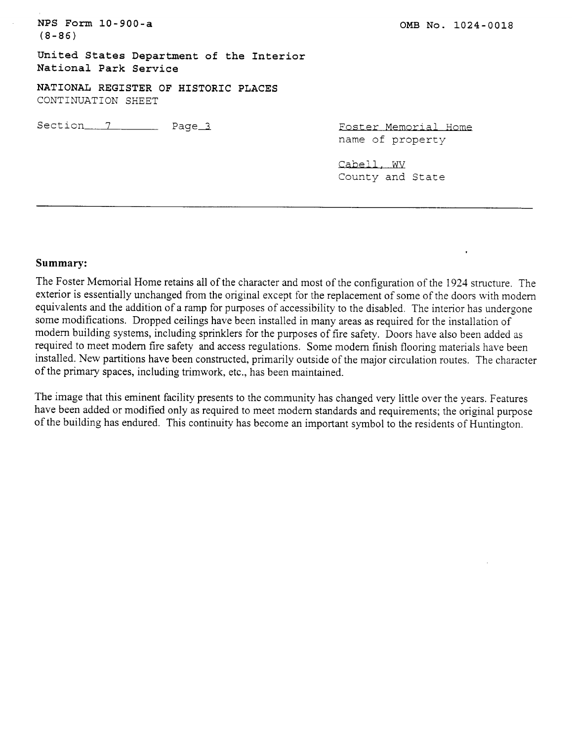NPS Form 10-900-a
(8-86)

OMB No. 1024-0018

United States Department of the Interior
National Park Service

NATIONAL REGISTER OF HISTORIC PLACES
CONTINUATION SHEET

Section 7 Page 3

Foster Memorial Home
name of property

Cabell, WV
County and State

**Summary:**

The Foster Memorial Home retains all of the character and most of the configuration of the 1924 structure. The exterior is essentially unchanged from the original except for the replacement of some of the doors with modern equivalents and the addition of a ramp for purposes of accessibility to the disabled. The interior has undergone some modifications. Dropped ceilings have been installed in many areas as required for the installation of modern building systems, including sprinklers for the purposes of fire safety. Doors have also been added as required to meet modern fire safety and access regulations. Some modern finish flooring materials have been installed. New partitions have been constructed, primarily outside of the major circulation routes. The character of the primary spaces, including trimwork, etc., has been maintained.

The image that this eminent facility presents to the community has changed very little over the years. Features have been added or modified only as required to meet modern standards and requirements; the original purpose of the building has endured. This continuity has become an important symbol to the residents of Huntington.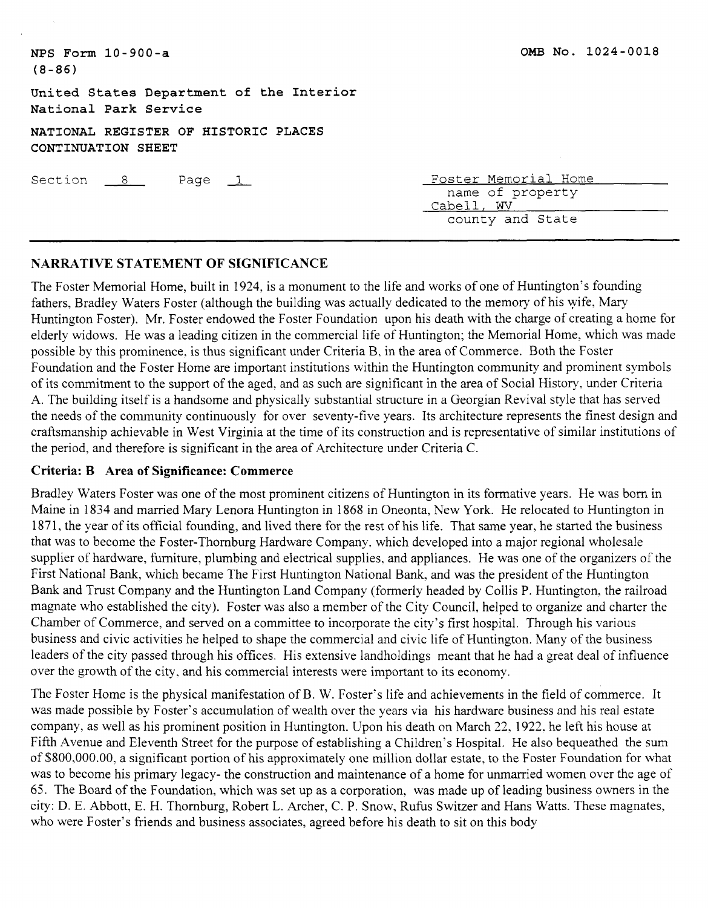NPS Form 10-900-a
(8-86)

OMB No. 1024-0018

United States Department of the Interior
National Park Service

NATIONAL REGISTER OF HISTORIC PLACES
CONTINUATION SHEET

Section 8 Page 1

Foster Memorial Home
name of property
Cabell, WV
county and State

## NARRATIVE STATEMENT OF SIGNIFICANCE

The Foster Memorial Home, built in 1924, is a monument to the life and works of one of Huntington's founding fathers, Bradley Waters Foster (although the building was actually dedicated to the memory of his wife, Mary Huntington Foster). Mr. Foster endowed the Foster Foundation upon his death with the charge of creating a home for elderly widows. He was a leading citizen in the commercial life of Huntington; the Memorial Home, which was made possible by this prominence, is thus significant under Criteria B, in the area of Commerce. Both the Foster Foundation and the Foster Home are important institutions within the Huntington community and prominent symbols of its commitment to the support of the aged, and as such are significant in the area of Social History, under Criteria A. The building itself is a handsome and physically substantial structure in a Georgian Revival style that has served the needs of the community continuously for over seventy-five years. Its architecture represents the finest design and craftsmanship achievable in West Virginia at the time of its construction and is representative of similar institutions of the period, and therefore is significant in the area of Architecture under Criteria C.

### Criteria: B Area of Significance: Commerce

Bradley Waters Foster was one of the most prominent citizens of Huntington in its formative years. He was born in Maine in 1834 and married Mary Lenora Huntington in 1868 in Oneonta, New York. He relocated to Huntington in 1871, the year of its official founding, and lived there for the rest of his life. That same year, he started the business that was to become the Foster-Thornburg Hardware Company, which developed into a major regional wholesale supplier of hardware, furniture, plumbing and electrical supplies, and appliances. He was one of the organizers of the First National Bank, which became The First Huntington National Bank, and was the president of the Huntington Bank and Trust Company and the Huntington Land Company (formerly headed by Collis P. Huntington, the railroad magnate who established the city). Foster was also a member of the City Council, helped to organize and charter the Chamber of Commerce, and served on a committee to incorporate the city's first hospital. Through his various business and civic activities he helped to shape the commercial and civic life of Huntington. Many of the business leaders of the city passed through his offices. His extensive landholdings meant that he had a great deal of influence over the growth of the city, and his commercial interests were important to its economy.

The Foster Home is the physical manifestation of B. W. Foster's life and achievements in the field of commerce. It was made possible by Foster's accumulation of wealth over the years via his hardware business and his real estate company, as well as his prominent position in Huntington. Upon his death on March 22, 1922, he left his house at Fifth Avenue and Eleventh Street for the purpose of establishing a Children's Hospital. He also bequeathed the sum of $800,000.00, a significant portion of his approximately one million dollar estate, to the Foster Foundation for what was to become his primary legacy- the construction and maintenance of a home for unmarried women over the age of 65. The Board of the Foundation, which was set up as a corporation, was made up of leading business owners in the city: D. E. Abbott, E. H. Thornburg, Robert L. Archer, C. P. Snow, Rufus Switzer and Hans Watts. These magnates, who were Foster's friends and business associates, agreed before his death to sit on this body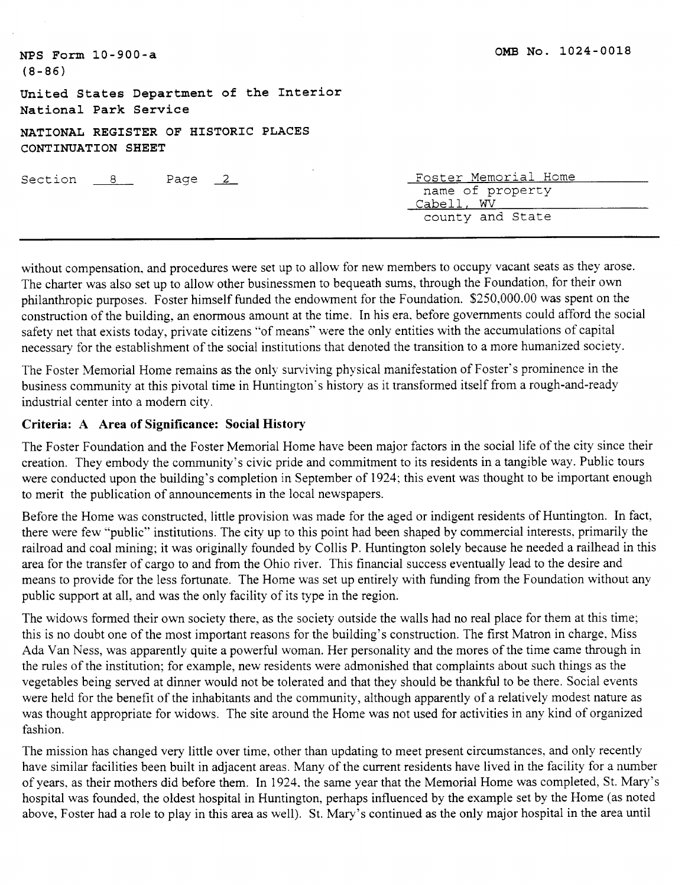without compensation, and procedures were set up to allow for new members to occupy vacant seats as they arose. The charter was also set up to allow other businessmen to bequeath sums, through the Foundation, for their own philanthropic purposes. Foster himself funded the endowment for the Foundation. $250,000.00 was spent on the construction of the building, an enormous amount at the time. In his era, before governments could afford the social safety net that exists today, private citizens "of means" were the only entities with the accumulations of capital necessary for the establishment of the social institutions that denoted the transition to a more humanized society.

The Foster Memorial Home remains as the only surviving physical manifestation of Foster's prominence in the business community at this pivotal time in Huntington's history as it transformed itself from a rough-and-ready industrial center into a modern city.

**Criteria: A Area of Significance: Social History**

The Foster Foundation and the Foster Memorial Home have been major factors in the social life of the city since their creation. They embody the community's civic pride and commitment to its residents in a tangible way. Public tours were conducted upon the building's completion in September of 1924; this event was thought to be important enough to merit the publication of announcements in the local newspapers.

Before the Home was constructed, little provision was made for the aged or indigent residents of Huntington. In fact, there were few "public" institutions. The city up to this point had been shaped by commercial interests, primarily the railroad and coal mining; it was originally founded by Collis P. Huntington solely because he needed a railhead in this area for the transfer of cargo to and from the Ohio river. This financial success eventually lead to the desire and means to provide for the less fortunate. The Home was set up entirely with funding from the Foundation without any public support at all, and was the only facility of its type in the region.

The widows formed their own society there, as the society outside the walls had no real place for them at this time; this is no doubt one of the most important reasons for the building's construction. The first Matron in charge, Miss Ada Van Ness, was apparently quite a powerful woman. Her personality and the mores of the time came through in the rules of the institution; for example, new residents were admonished that complaints about such things as the vegetables being served at dinner would not be tolerated and that they should be thankful to be there. Social events were held for the benefit of the inhabitants and the community, although apparently of a relatively modest nature as was thought appropriate for widows. The site around the Home was not used for activities in any kind of organized fashion.

The mission has changed very little over time, other than updating to meet present circumstances, and only recently have similar facilities been built in adjacent areas. Many of the current residents have lived in the facility for a number of years, as their mothers did before them. In 1924, the same year that the Memorial Home was completed, St. Mary's hospital was founded, the oldest hospital in Huntington, perhaps influenced by the example set by the Home (as noted above, Foster had a role to play in this area as well). St. Mary's continued as the only major hospital in the area until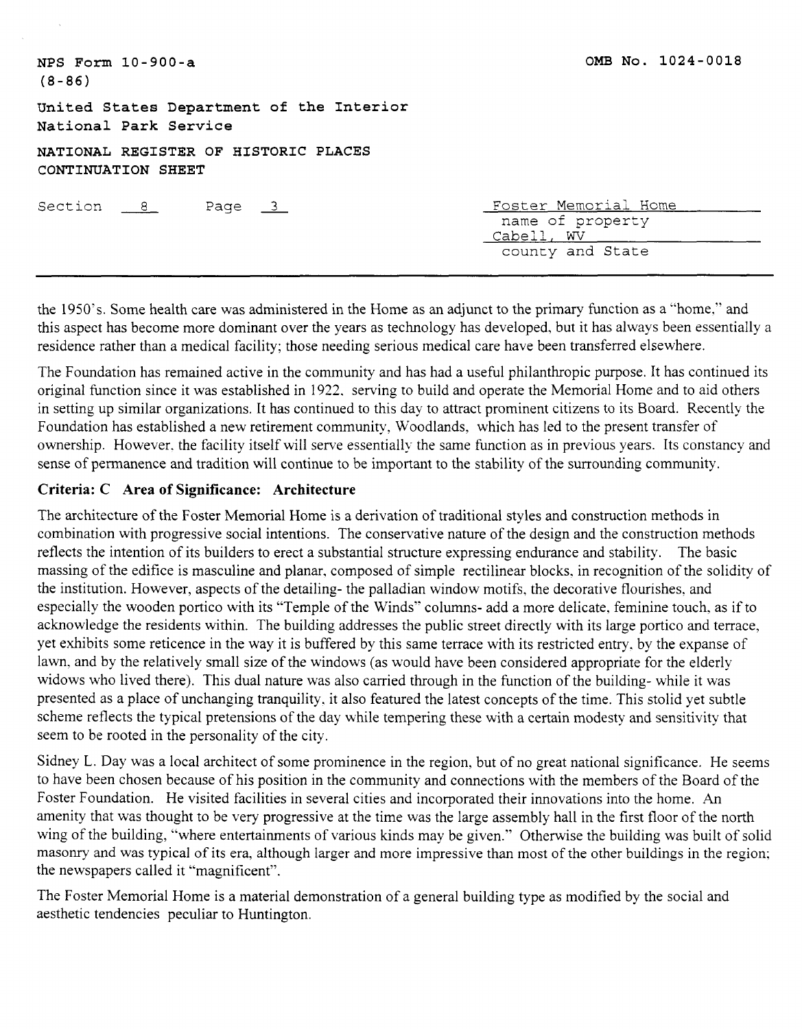the 1950's. Some health care was administered in the Home as an adjunct to the primary function as a "home," and this aspect has become more dominant over the years as technology has developed, but it has always been essentially a residence rather than a medical facility; those needing serious medical care have been transferred elsewhere.

The Foundation has remained active in the community and has had a useful philanthropic purpose. It has continued its original function since it was established in 1922, serving to build and operate the Memorial Home and to aid others in setting up similar organizations. It has continued to this day to attract prominent citizens to its Board. Recently the Foundation has established a new retirement community, Woodlands, which has led to the present transfer of ownership. However, the facility itself will serve essentially the same function as in previous years. Its constancy and sense of permanence and tradition will continue to be important to the stability of the surrounding community.

**Criteria: C Area of Significance: Architecture**

The architecture of the Foster Memorial Home is a derivation of traditional styles and construction methods in combination with progressive social intentions. The conservative nature of the design and the construction methods reflects the intention of its builders to erect a substantial structure expressing endurance and stability. The basic massing of the edifice is masculine and planar, composed of simple rectilinear blocks, in recognition of the solidity of the institution. However, aspects of the detailing- the palladian window motifs, the decorative flourishes, and especially the wooden portico with its "Temple of the Winds" columns- add a more delicate, feminine touch, as if to acknowledge the residents within. The building addresses the public street directly with its large portico and terrace, yet exhibits some reticence in the way it is buffered by this same terrace with its restricted entry, by the expanse of lawn, and by the relatively small size of the windows (as would have been considered appropriate for the elderly widows who lived there). This dual nature was also carried through in the function of the building- while it was presented as a place of unchanging tranquility, it also featured the latest concepts of the time. This stolid yet subtle scheme reflects the typical pretensions of the day while tempering these with a certain modesty and sensitivity that seem to be rooted in the personality of the city.

Sidney L. Day was a local architect of some prominence in the region, but of no great national significance. He seems to have been chosen because of his position in the community and connections with the members of the Board of the Foster Foundation. He visited facilities in several cities and incorporated their innovations into the home. An amenity that was thought to be very progressive at the time was the large assembly hall in the first floor of the north wing of the building, "where entertainments of various kinds may be given." Otherwise the building was built of solid masonry and was typical of its era, although larger and more impressive than most of the other buildings in the region; the newspapers called it "magnificent".

The Foster Memorial Home is a material demonstration of a general building type as modified by the social and aesthetic tendencies peculiar to Huntington.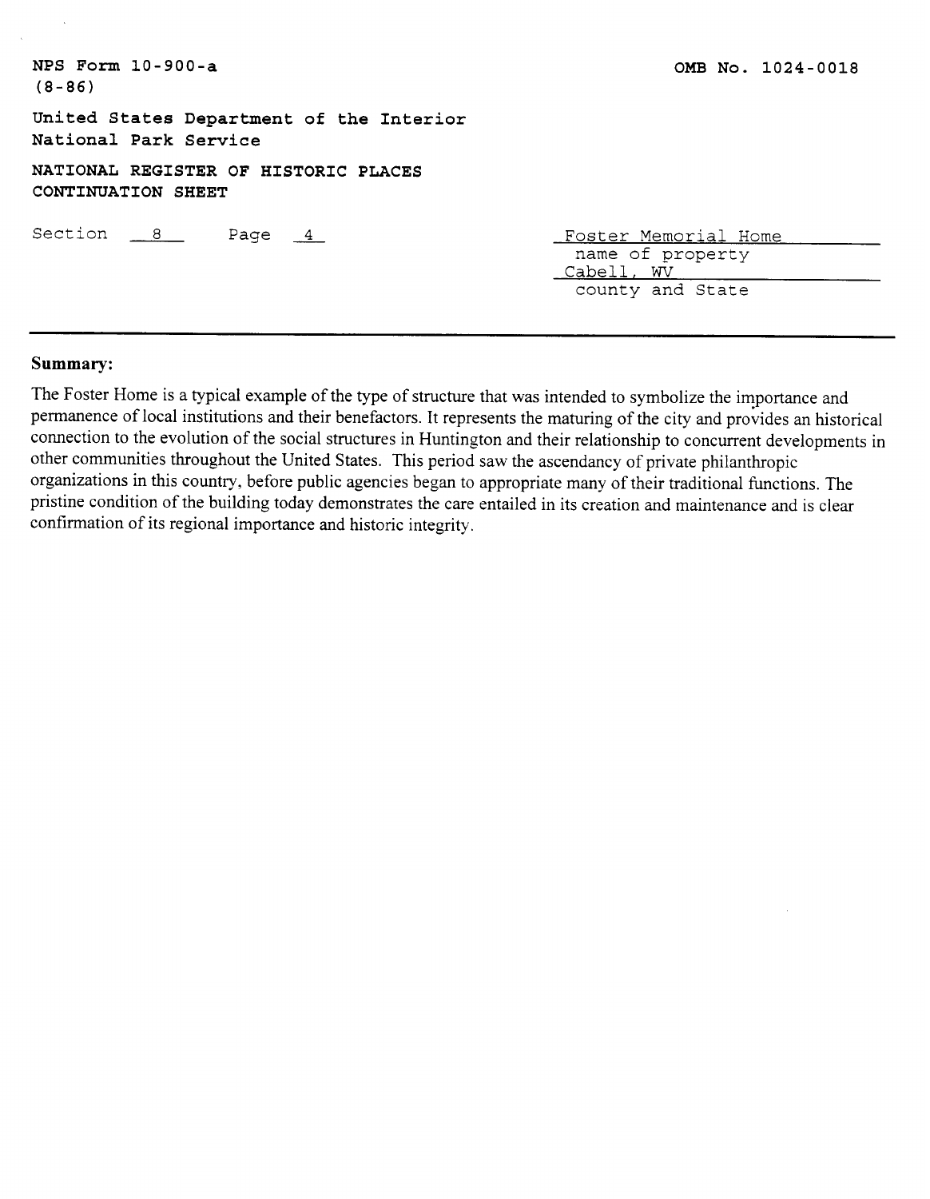NPS Form 10-900-a
(8-86)

OMB No. 1024-0018

United States Department of the Interior
National Park Service

NATIONAL REGISTER OF HISTORIC PLACES
CONTINUATION SHEET

Section 8 Page 4

Foster Memorial Home
name of property
Cabell, WV
county and State

**Summary:**

The Foster Home is a typical example of the type of structure that was intended to symbolize the importance and permanence of local institutions and their benefactors. It represents the maturing of the city and provides an historical connection to the evolution of the social structures in Huntington and their relationship to concurrent developments in other communities throughout the United States. This period saw the ascendancy of private philanthropic organizations in this country, before public agencies began to appropriate many of their traditional functions. The pristine condition of the building today demonstrates the care entailed in its creation and maintenance and is clear confirmation of its regional importance and historic integrity.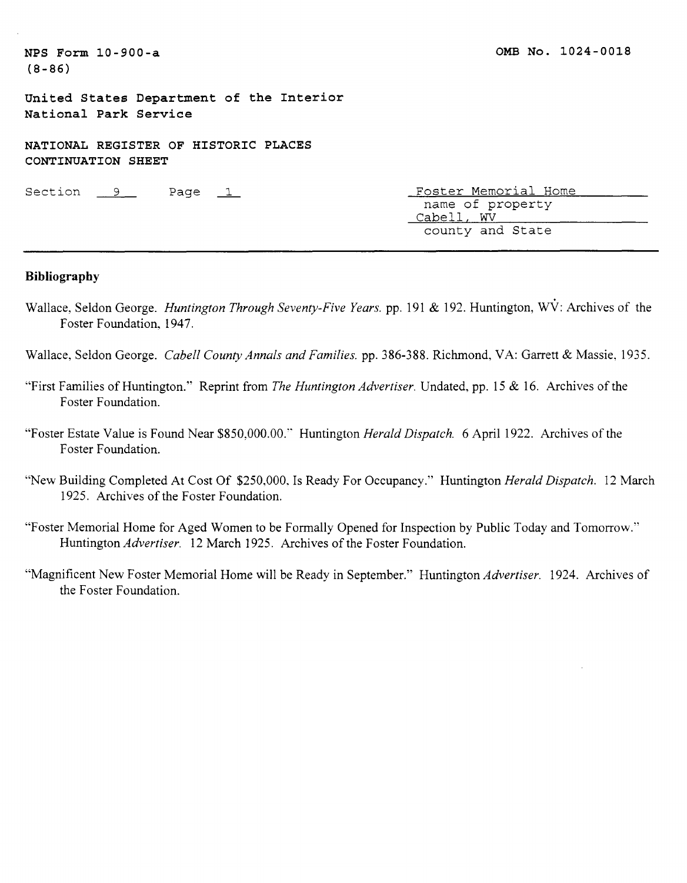NPS Form 10-900-a
(8-86)

OMB No. 1024-0018

United States Department of the Interior
National Park Service

NATIONAL REGISTER OF HISTORIC PLACES
CONTINUATION SHEET

Section 9 Page 1

Foster Memorial Home
name of property
Cabell, WV
county and State

## Bibliography

Wallace, Seldon George. *Huntington Through Seventy-Five Years.* pp. 191 & 192. Huntington, WV: Archives of the Foster Foundation, 1947.

Wallace, Seldon George. *Cabell County Annals and Families.* pp. 386-388. Richmond, VA: Garrett & Massie, 1935.

"First Families of Huntington." Reprint from *The Huntington Advertiser.* Undated, pp. 15 & 16. Archives of the Foster Foundation.

"Foster Estate Value is Found Near $850,000.00." Huntington *Herald Dispatch.* 6 April 1922. Archives of the Foster Foundation.

"New Building Completed At Cost Of $250,000, Is Ready For Occupancy." Huntington *Herald Dispatch.* 12 March 1925. Archives of the Foster Foundation.

"Foster Memorial Home for Aged Women to be Formally Opened for Inspection by Public Today and Tomorrow." Huntington *Advertiser.* 12 March 1925. Archives of the Foster Foundation.

"Magnificent New Foster Memorial Home will be Ready in September." Huntington *Advertiser.* 1924. Archives of the Foster Foundation.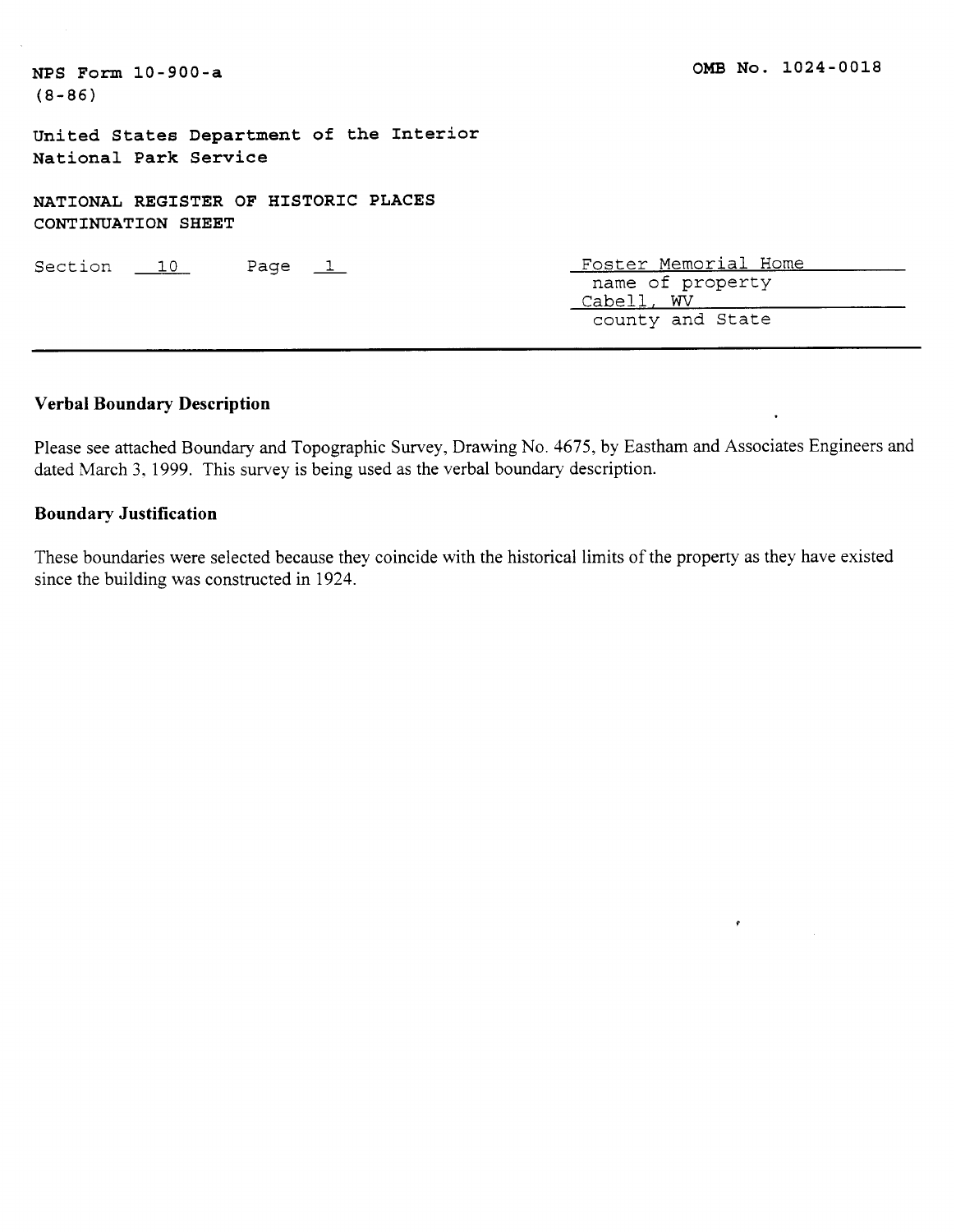NPS Form 10-900-a
(8-86)

OMB No. 1024-0018

United States Department of the Interior
National Park Service

NATIONAL REGISTER OF HISTORIC PLACES
CONTINUATION SHEET

Section 10 Page 1

Foster Memorial Home
name of property
Cabell, WV
county and State

---

## Verbal Boundary Description

Please see attached Boundary and Topographic Survey, Drawing No. 4675, by Eastham and Associates Engineers and dated March 3, 1999. This survey is being used as the verbal boundary description.

## Boundary Justification

These boundaries were selected because they coincide with the historical limits of the property as they have existed since the building was constructed in 1924.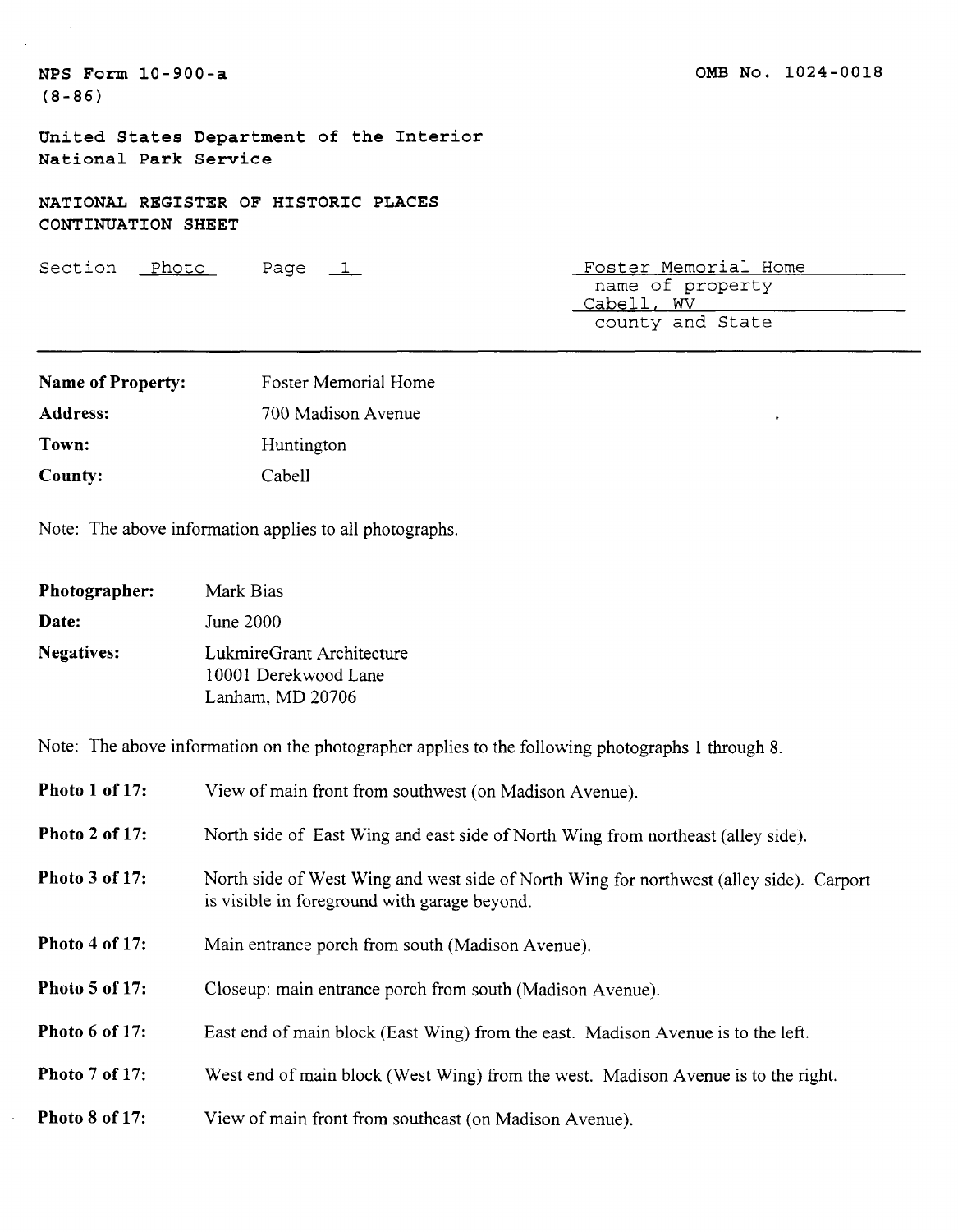NPS Form 10-900-a
(8-86)

OMB No. 1024-0018

United States Department of the Interior
National Park Service

NATIONAL REGISTER OF HISTORIC PLACES
CONTINUATION SHEET

Section Photo Page 1

Foster Memorial Home
name of property
Cabell, WV
county and State

| | |
|---|---|
| **Name of Property:** | Foster Memorial Home |
| **Address:** | 700 Madison Avenue |
| **Town:** | Huntington |
| **County:** | Cabell |

Note: The above information applies to all photographs.

| | |
|---|---|
| **Photographer:** | Mark Bias |
| **Date:** | June 2000 |
| **Negatives:** | LukmireGrant Architecture<br>10001 Derekwood Lane<br>Lanham, MD 20706 |

Note: The above information on the photographer applies to the following photographs 1 through 8.

**Photo 1 of 17:** View of main front from southwest (on Madison Avenue).

**Photo 2 of 17:** North side of East Wing and east side of North Wing from northeast (alley side).

**Photo 3 of 17:** North side of West Wing and west side of North Wing for northwest (alley side). Carport is visible in foreground with garage beyond.

**Photo 4 of 17:** Main entrance porch from south (Madison Avenue).

**Photo 5 of 17:** Closeup: main entrance porch from south (Madison Avenue).

**Photo 6 of 17:** East end of main block (East Wing) from the east. Madison Avenue is to the left.

**Photo 7 of 17:** West end of main block (West Wing) from the west. Madison Avenue is to the right.

**Photo 8 of 17:** View of main front from southeast (on Madison Avenue).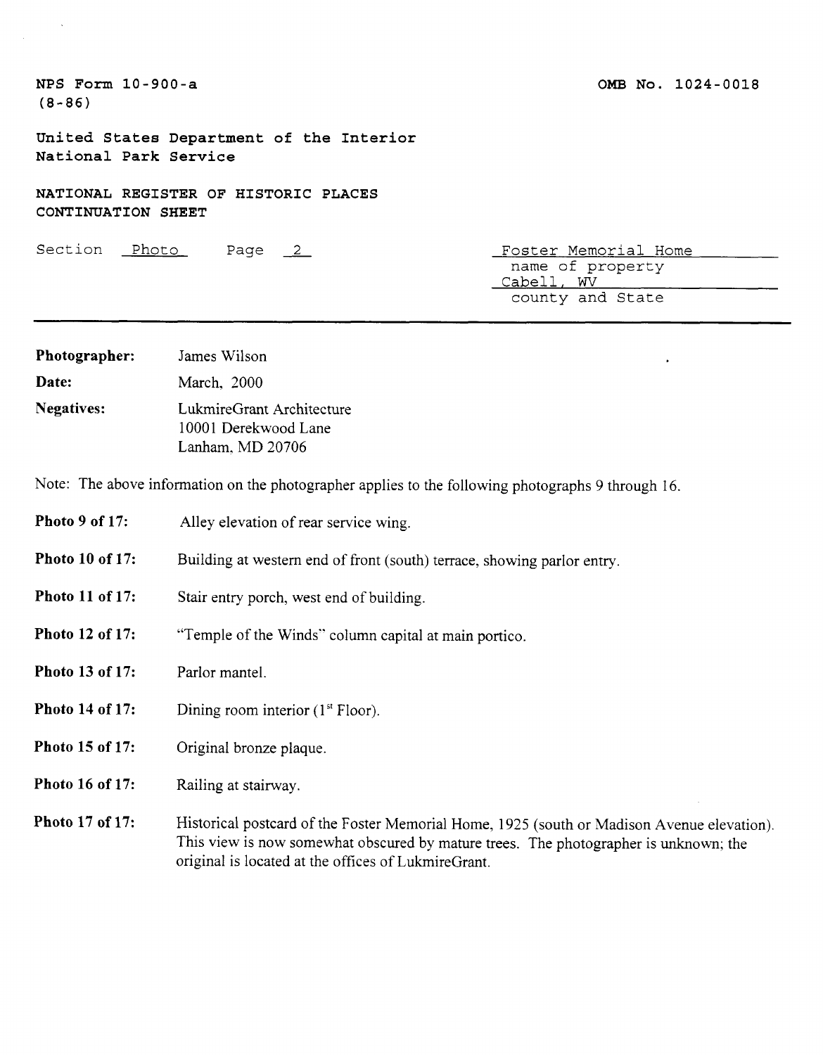NPS Form 10-900-a
(8-86)

OMB No. 1024-0018

United States Department of the Interior
National Park Service

**NATIONAL REGISTER OF HISTORIC PLACES**
**CONTINUATION SHEET**

Section Photo Page 2

Foster Memorial Home
name of property
Cabell, WV
county and State

---

**Photographer:** James Wilson

**Date:** March, 2000

**Negatives:** LukmireGrant Architecture
10001 Derekwood Lane
Lanham, MD 20706

Note: The above information on the photographer applies to the following photographs 9 through 16.

**Photo 9 of 17:** Alley elevation of rear service wing.

**Photo 10 of 17:** Building at western end of front (south) terrace, showing parlor entry.

**Photo 11 of 17:** Stair entry porch, west end of building.

**Photo 12 of 17:** "Temple of the Winds" column capital at main portico.

**Photo 13 of 17:** Parlor mantel.

**Photo 14 of 17:** Dining room interior (1st Floor).

**Photo 15 of 17:** Original bronze plaque.

**Photo 16 of 17:** Railing at stairway.

**Photo 17 of 17:** Historical postcard of the Foster Memorial Home, 1925 (south or Madison Avenue elevation). This view is now somewhat obscured by mature trees. The photographer is unknown; the original is located at the offices of LukmireGrant.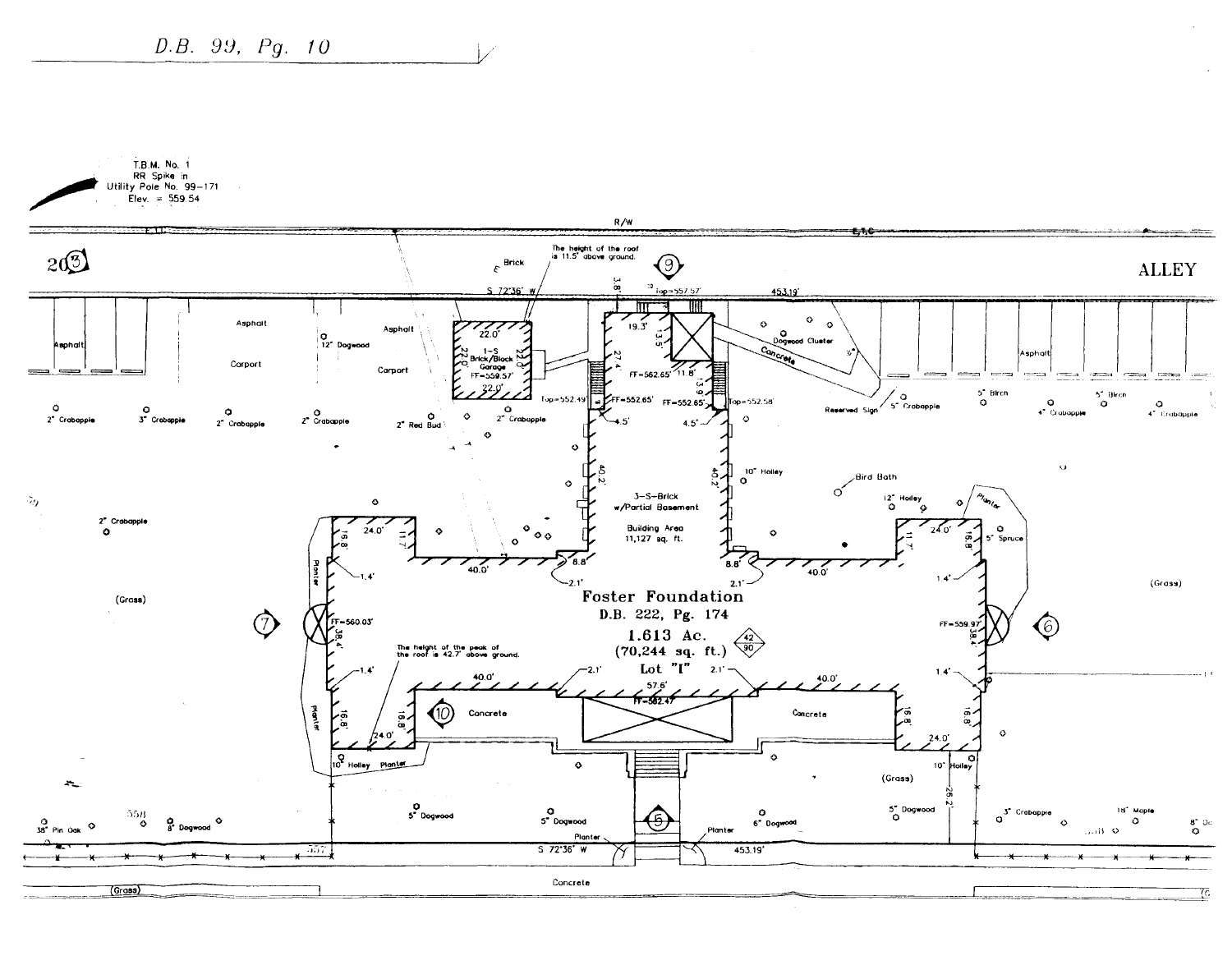*D.B. 99, Pg. 10*

T.B.M. No. 1
RR Spike in
Utility Pole No. 99–171
Elev. = 559.54

R/W

ALLEY

S 72°36' W

453.19'

The height of the roof is 11.5' above ground.

Brick

Top=557.57'

Asphalt

Carport

12" Dogwood

1–S Brick/Block Garage
FF=559.57'

22.0'

19.3'

13.5'

27.4'

FF=562.65'

11.8'

13.9'

Top=552.49'

FF=552.65'

FF=552.65'

Top=552.58'

Dogwood Cluster

Concrete

Reserved Sign

2" Crabapple

3" Crabapple

2" Red Bud

5" Birch

4" Crabapple

10" Holley

Bird Bath

12" Holley

3–S–Brick
w/Partial Basement

Building Area
11,127 sq. ft.

40.2'

4.5'

Planter

5" Spruce

24.0'

16.8'

11.7'

40.0'

8.8'

2.1'

1.4'

(Grass)

Foster Foundation
D.B. 222, Pg. 174

1.613 Ac.
(70,244 sq. ft.)

Lot "I"

42/90

FF=560.03'

38.4'

FF=559.97'

The height of the peak of the roof is 42.7' above ground.

57.6'

FF=562.47

Concrete

10" Holley

Planter

26.2'

38" Pin Oak

8" Dogwood

5" Dogwood

6" Dogwood

3" Crabapple

18" Maple

8" Dogwood

S 72°36' W

453.19'

Concrete

(Grass)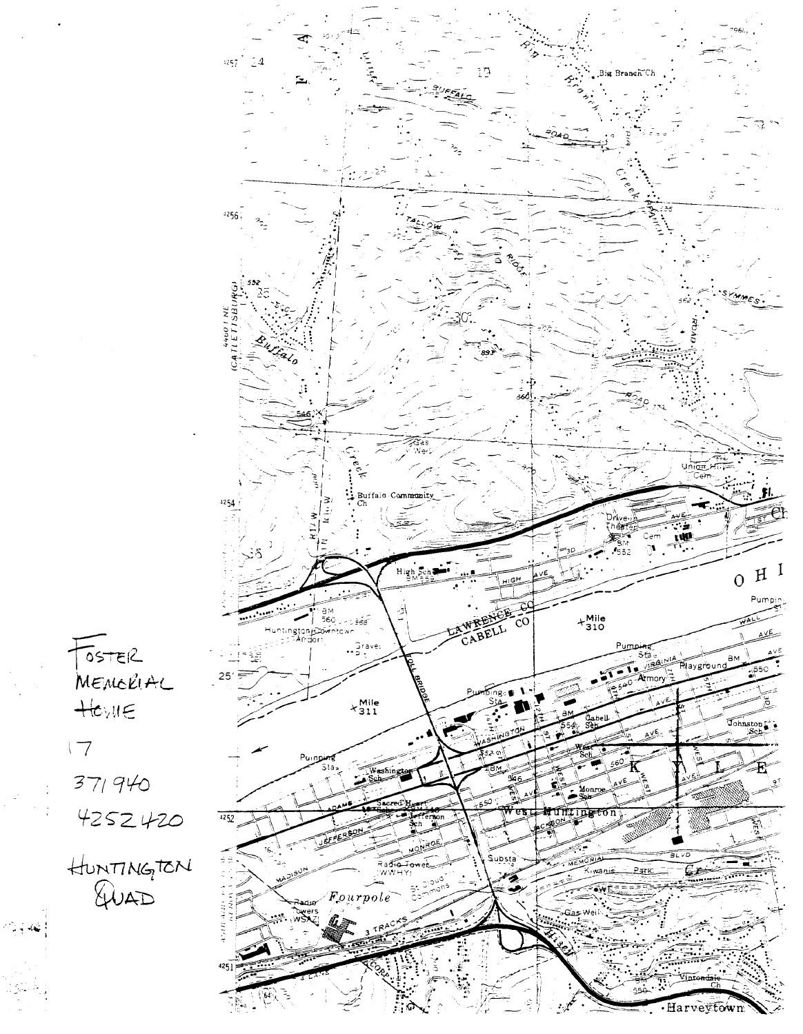Foster Memorial Home

17

371940

4252420

Huntington Quad